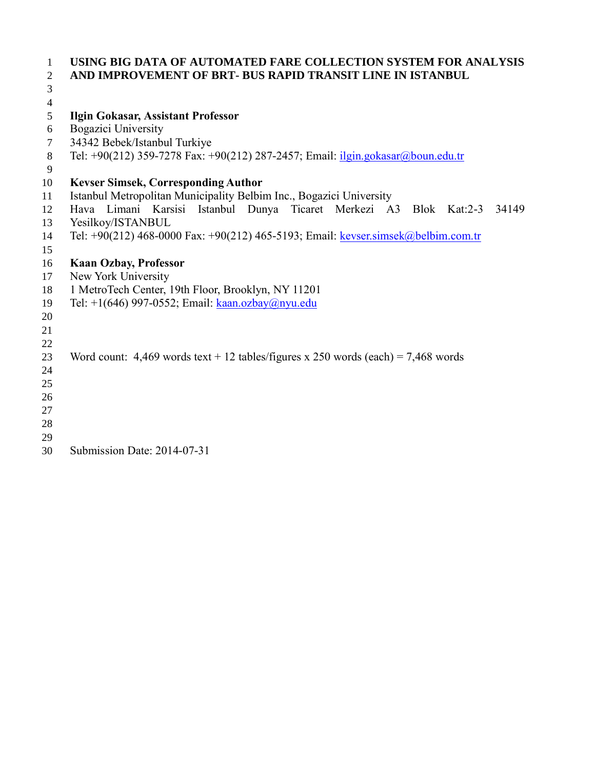# USING BIG DATA OF AUTOMATED FARE COLLECTION SYSTEM FOR ANALYSIS AND IMPROVEMENT OF BRT- BUS RAPID TRANSIT LINE IN ISTANBUL

**Ilgin Gokasar, Assistant Professor**
Bogazici University
34342 Bebek/Istanbul Turkiye
Tel: +90(212) 359-7278 Fax: +90(212) 287-2457; Email: ilgin.gokasar@boun.edu.tr

**Kevser Simsek, Corresponding Author**
Istanbul Metropolitan Municipality Belbim Inc., Bogazici University
Hava Limani Karsisi Istanbul Dunya Ticaret Merkezi A3 Blok Kat:2-3 34149 Yesilkoy/ISTANBUL
Tel: +90(212) 468-0000 Fax: +90(212) 465-5193; Email: kevser.simsek@belbim.com.tr

**Kaan Ozbay, Professor**
New York University
1 MetroTech Center, 19th Floor, Brooklyn, NY 11201
Tel: +1(646) 997-0552; Email: kaan.ozbay@nyu.edu

Word count: 4,469 words text + 12 tables/figures x 250 words (each) = 7,468 words

Submission Date: 2014-07-31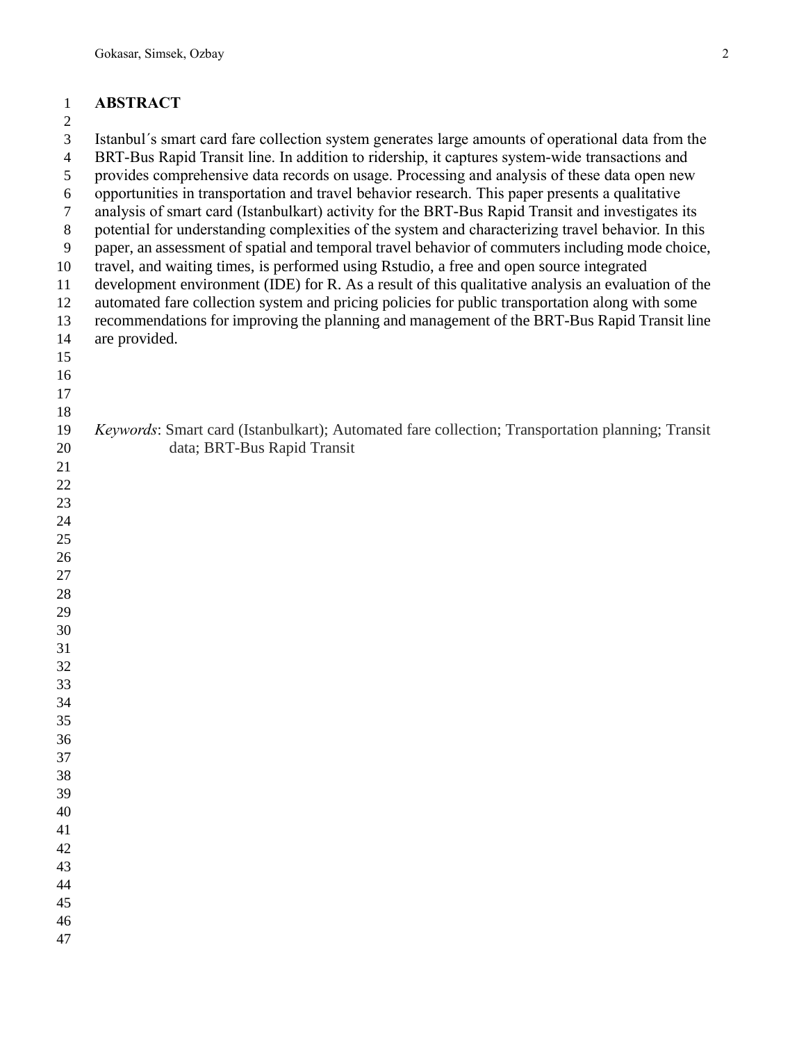# ABSTRACT

Istanbul´s smart card fare collection system generates large amounts of operational data from the BRT-Bus Rapid Transit line. In addition to ridership, it captures system-wide transactions and provides comprehensive data records on usage. Processing and analysis of these data open new opportunities in transportation and travel behavior research. This paper presents a qualitative analysis of smart card (Istanbulkart) activity for the BRT-Bus Rapid Transit and investigates its potential for understanding complexities of the system and characterizing travel behavior. In this paper, an assessment of spatial and temporal travel behavior of commuters including mode choice, travel, and waiting times, is performed using Rstudio, a free and open source integrated development environment (IDE) for R. As a result of this qualitative analysis an evaluation of the automated fare collection system and pricing policies for public transportation along with some recommendations for improving the planning and management of the BRT-Bus Rapid Transit line are provided.

*Keywords*: Smart card (Istanbulkart); Automated fare collection; Transportation planning; Transit data; BRT-Bus Rapid Transit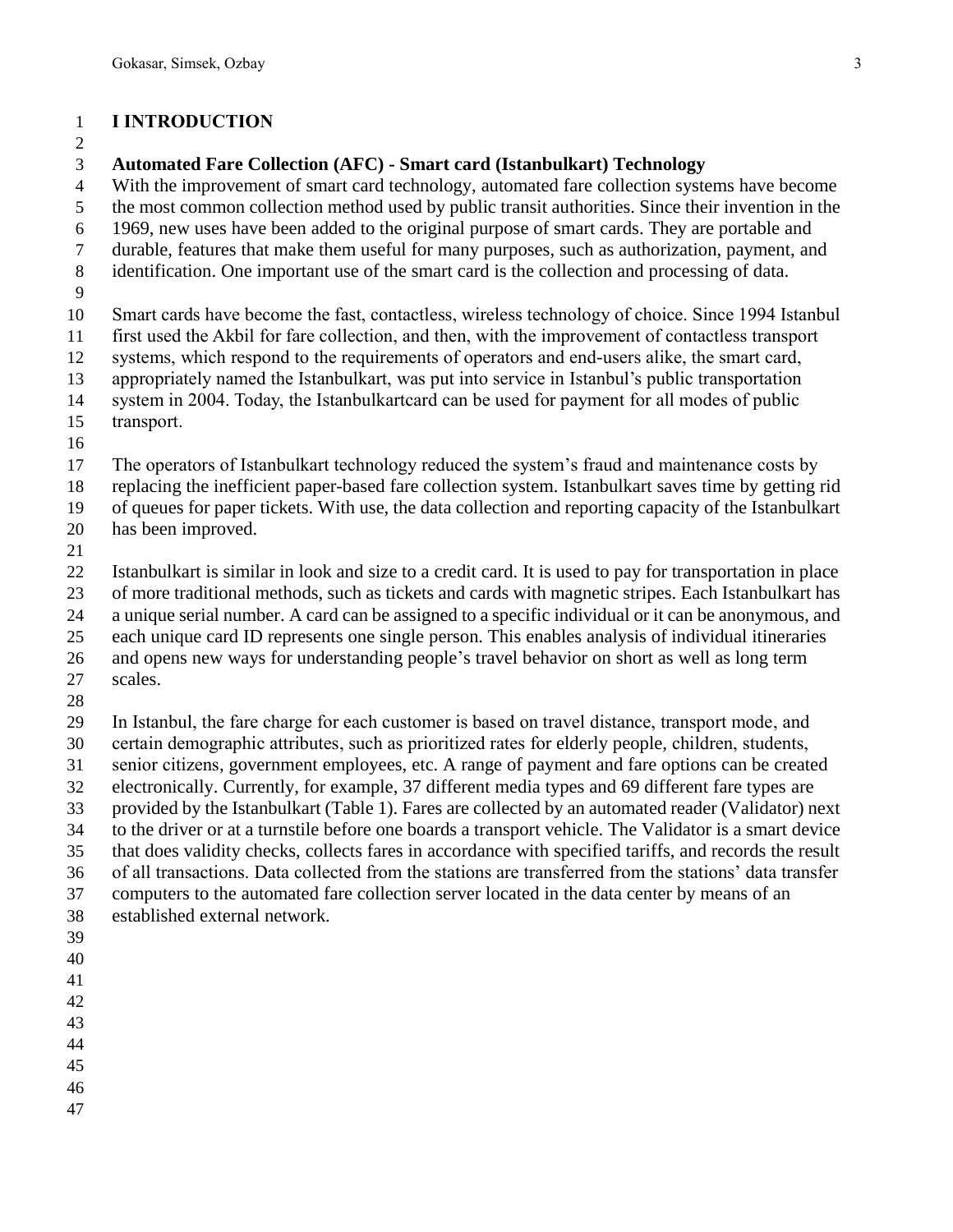# I INTRODUCTION

## Automated Fare Collection (AFC) - Smart card (Istanbulkart) Technology

With the improvement of smart card technology, automated fare collection systems have become the most common collection method used by public transit authorities. Since their invention in the 1969, new uses have been added to the original purpose of smart cards. They are portable and durable, features that make them useful for many purposes, such as authorization, payment, and identification. One important use of the smart card is the collection and processing of data.

Smart cards have become the fast, contactless, wireless technology of choice. Since 1994 Istanbul first used the Akbil for fare collection, and then, with the improvement of contactless transport systems, which respond to the requirements of operators and end-users alike, the smart card, appropriately named the Istanbulkart, was put into service in Istanbul's public transportation system in 2004. Today, the Istanbulkartcard can be used for payment for all modes of public transport.

The operators of Istanbulkart technology reduced the system's fraud and maintenance costs by replacing the inefficient paper-based fare collection system. Istanbulkart saves time by getting rid of queues for paper tickets. With use, the data collection and reporting capacity of the Istanbulkart has been improved.

Istanbulkart is similar in look and size to a credit card. It is used to pay for transportation in place of more traditional methods, such as tickets and cards with magnetic stripes. Each Istanbulkart has a unique serial number. A card can be assigned to a specific individual or it can be anonymous, and each unique card ID represents one single person. This enables analysis of individual itineraries and opens new ways for understanding people's travel behavior on short as well as long term scales.

In Istanbul, the fare charge for each customer is based on travel distance, transport mode, and certain demographic attributes, such as prioritized rates for elderly people, children, students, senior citizens, government employees, etc. A range of payment and fare options can be created electronically. Currently, for example, 37 different media types and 69 different fare types are provided by the Istanbulkart (Table 1). Fares are collected by an automated reader (Validator) next to the driver or at a turnstile before one boards a transport vehicle. The Validator is a smart device that does validity checks, collects fares in accordance with specified tariffs, and records the result of all transactions. Data collected from the stations are transferred from the stations' data transfer computers to the automated fare collection server located in the data center by means of an established external network.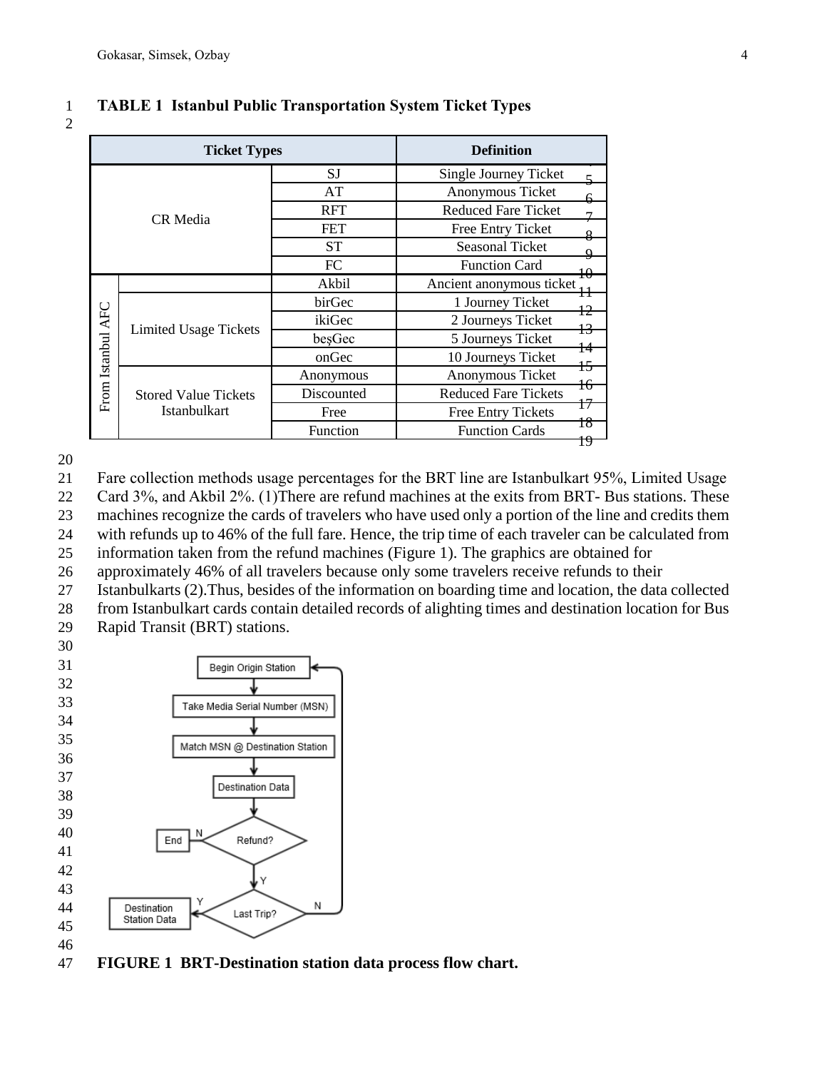**TABLE 1 Istanbul Public Transportation System Ticket Types**

| Ticket Types | | | Definition |
|---|---|---|---|
| CR Media | | SJ | Single Journey Ticket |
| | | AT | Anonymous Ticket |
| | | RFT | Reduced Fare Ticket |
| | | FET | Free Entry Ticket |
| | | ST | Seasonal Ticket |
| | | FC | Function Card |
| From Istanbul AFC | | Akbil | Ancient anonymous ticket |
| | Limited Usage Tickets | birGec | 1 Journey Ticket |
| | | ikiGec | 2 Journeys Ticket |
| | | beşGec | 5 Journeys Ticket |
| | | onGec | 10 Journeys Ticket |
| | Stored Value Tickets Istanbulkart | Anonymous | Anonymous Ticket |
| | | Discounted | Reduced Fare Tickets |
| | | Free | Free Entry Tickets |
| | | Function | Function Cards |

Fare collection methods usage percentages for the BRT line are Istanbulkart 95%, Limited Usage Card 3%, and Akbil 2%. (1)There are refund machines at the exits from BRT- Bus stations. These machines recognize the cards of travelers who have used only a portion of the line and credits them with refunds up to 46% of the full fare. Hence, the trip time of each traveler can be calculated from information taken from the refund machines (Figure 1). The graphics are obtained for approximately 46% of all travelers because only some travelers receive refunds to their Istanbulkarts (2).Thus, besides of the information on boarding time and location, the data collected from Istanbulkart cards contain detailed records of alighting times and destination location for Bus Rapid Transit (BRT) stations.

**FIGURE 1 BRT-Destination station data process flow chart.**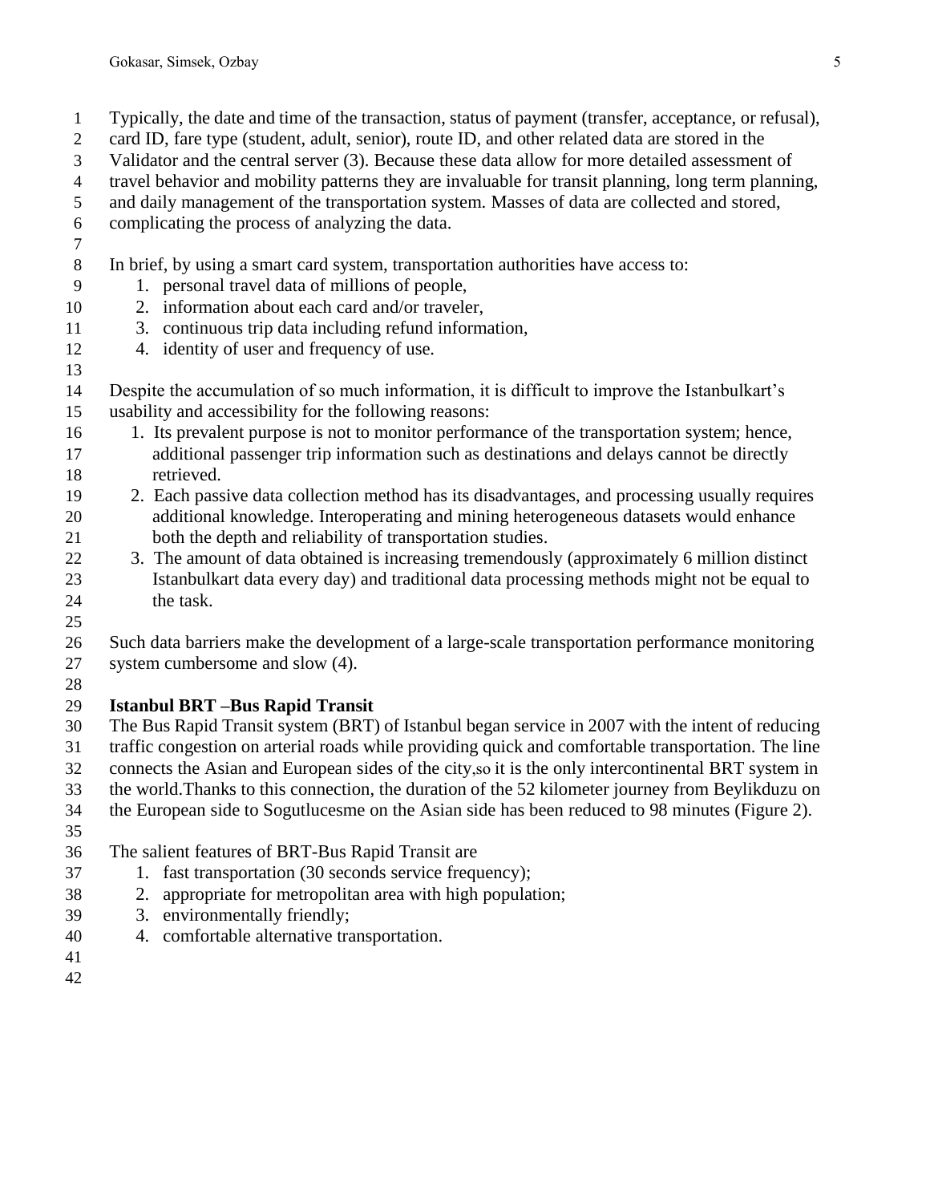Typically, the date and time of the transaction, status of payment (transfer, acceptance, or refusal), card ID, fare type (student, adult, senior), route ID, and other related data are stored in the Validator and the central server (3). Because these data allow for more detailed assessment of travel behavior and mobility patterns they are invaluable for transit planning, long term planning, and daily management of the transportation system. Masses of data are collected and stored, complicating the process of analyzing the data.

In brief, by using a smart card system, transportation authorities have access to:

1. personal travel data of millions of people,
2. information about each card and/or traveler,
3. continuous trip data including refund information,
4. identity of user and frequency of use.

Despite the accumulation of so much information, it is difficult to improve the Istanbulkart's usability and accessibility for the following reasons:

1. Its prevalent purpose is not to monitor performance of the transportation system; hence, additional passenger trip information such as destinations and delays cannot be directly retrieved.
2. Each passive data collection method has its disadvantages, and processing usually requires additional knowledge. Interoperating and mining heterogeneous datasets would enhance both the depth and reliability of transportation studies.
3. The amount of data obtained is increasing tremendously (approximately 6 million distinct Istanbulkart data every day) and traditional data processing methods might not be equal to the task.

Such data barriers make the development of a large-scale transportation performance monitoring system cumbersome and slow (4).

### Istanbul BRT –Bus Rapid Transit

The Bus Rapid Transit system (BRT) of Istanbul began service in 2007 with the intent of reducing traffic congestion on arterial roads while providing quick and comfortable transportation. The line connects the Asian and European sides of the city,so it is the only intercontinental BRT system in the world.Thanks to this connection, the duration of the 52 kilometer journey from Beylikduzu on the European side to Sogutlucesme on the Asian side has been reduced to 98 minutes (Figure 2).

The salient features of BRT-Bus Rapid Transit are

1. fast transportation (30 seconds service frequency);
2. appropriate for metropolitan area with high population;
3. environmentally friendly;
4. comfortable alternative transportation.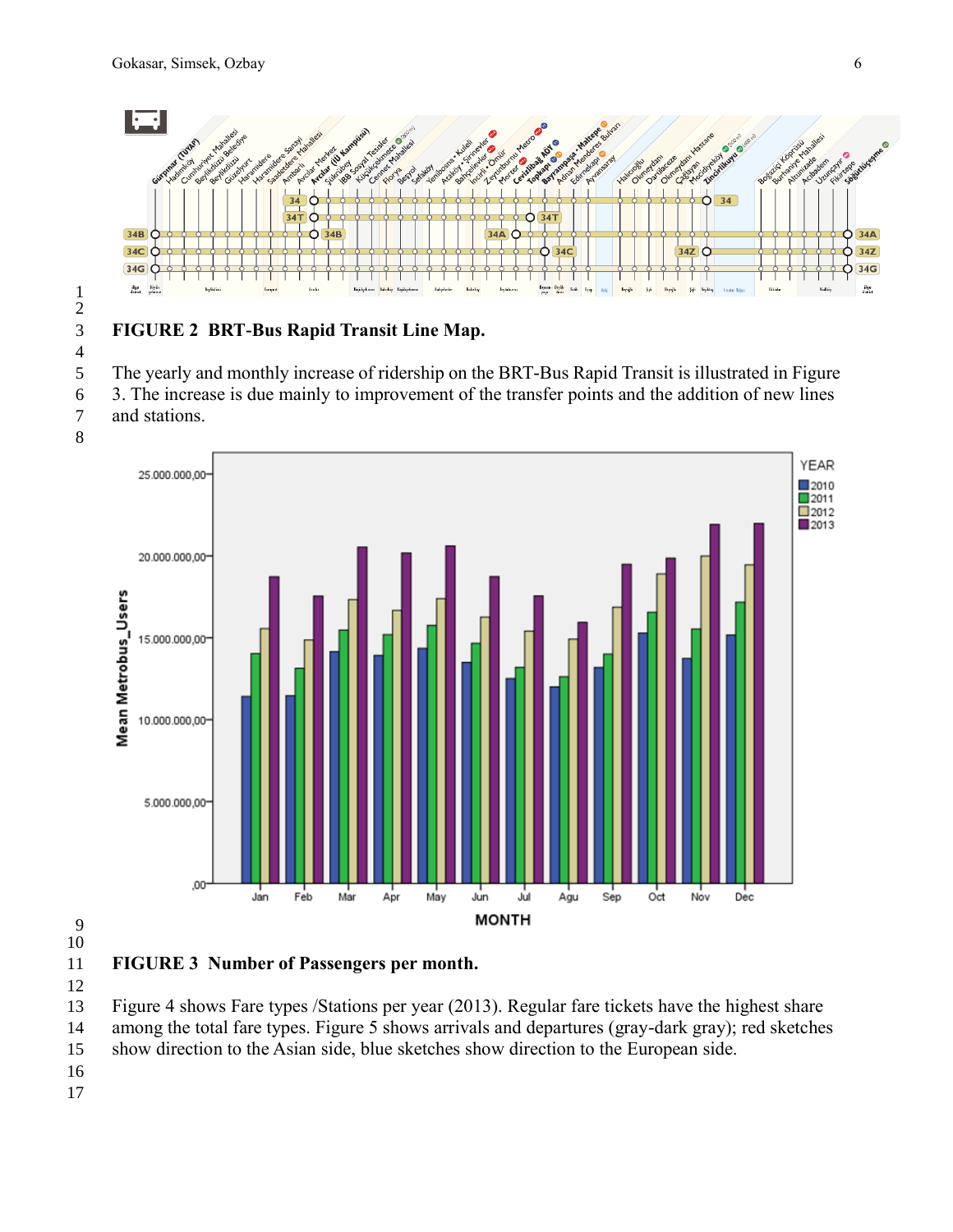**FIGURE 2 BRT-Bus Rapid Transit Line Map.**

The yearly and monthly increase of ridership on the BRT-Bus Rapid Transit is illustrated in Figure 3. The increase is due mainly to improvement of the transfer points and the addition of new lines and stations.

**FIGURE 3 Number of Passengers per month.**

Figure 4 shows Fare types /Stations per year (2013). Regular fare tickets have the highest share among the total fare types. Figure 5 shows arrivals and departures (gray-dark gray); red sketches show direction to the Asian side, blue sketches show direction to the European side.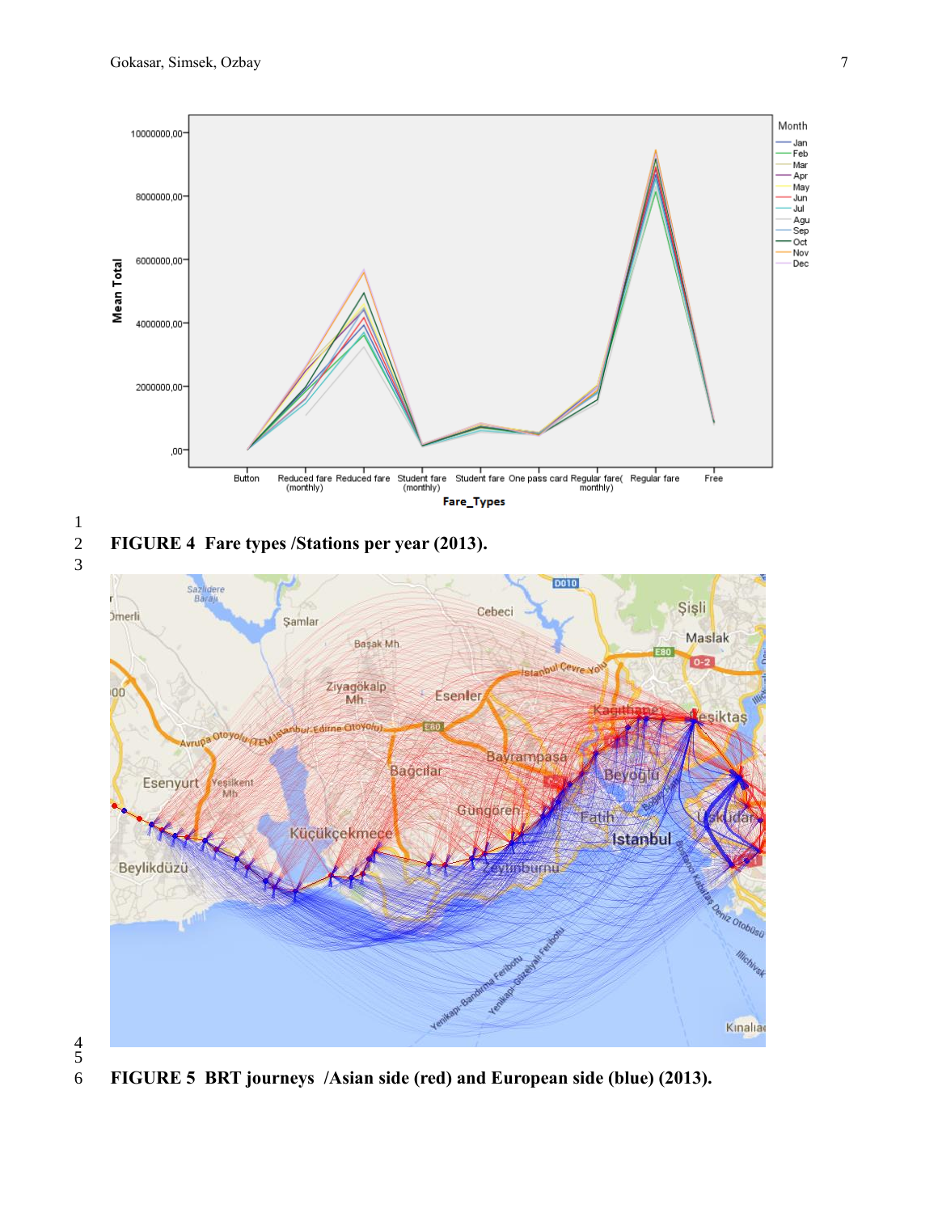**FIGURE 4 Fare types /Stations per year (2013).**

**FIGURE 5 BRT journeys /Asian side (red) and European side (blue) (2013).**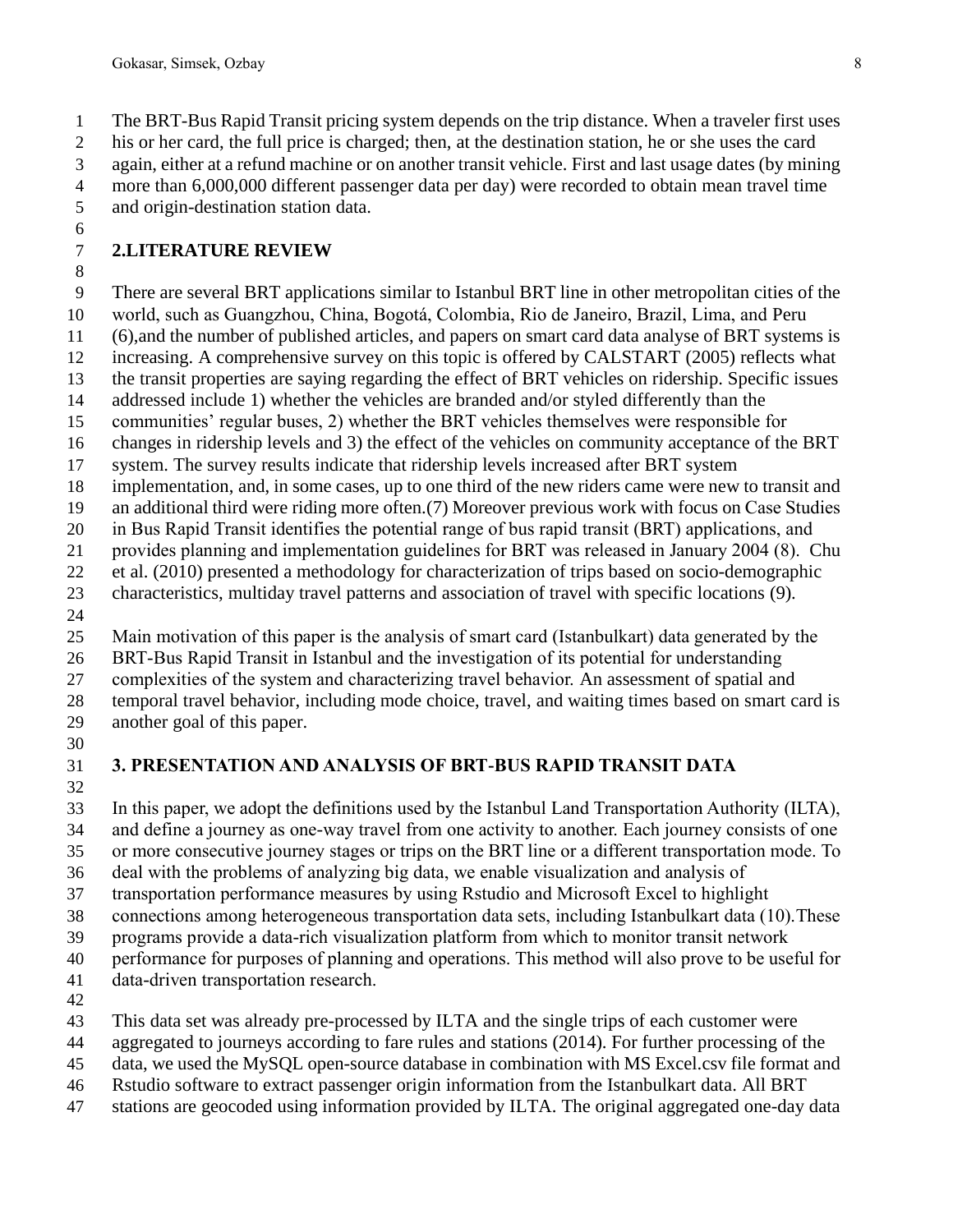The BRT-Bus Rapid Transit pricing system depends on the trip distance. When a traveler first uses his or her card, the full price is charged; then, at the destination station, he or she uses the card again, either at a refund machine or on another transit vehicle. First and last usage dates (by mining more than 6,000,000 different passenger data per day) were recorded to obtain mean travel time and origin-destination station data.

## 2.LITERATURE REVIEW

There are several BRT applications similar to Istanbul BRT line in other metropolitan cities of the world, such as Guangzhou, China, Bogotá, Colombia, Rio de Janeiro, Brazil, Lima, and Peru (6),and the number of published articles, and papers on smart card data analyse of BRT systems is increasing. A comprehensive survey on this topic is offered by CALSTART (2005) reflects what the transit properties are saying regarding the effect of BRT vehicles on ridership. Specific issues addressed include 1) whether the vehicles are branded and/or styled differently than the communities' regular buses, 2) whether the BRT vehicles themselves were responsible for changes in ridership levels and 3) the effect of the vehicles on community acceptance of the BRT system. The survey results indicate that ridership levels increased after BRT system implementation, and, in some cases, up to one third of the new riders came were new to transit and an additional third were riding more often.(7) Moreover previous work with focus on Case Studies in Bus Rapid Transit identifies the potential range of bus rapid transit (BRT) applications, and provides planning and implementation guidelines for BRT was released in January 2004 (8). Chu et al. (2010) presented a methodology for characterization of trips based on socio-demographic characteristics, multiday travel patterns and association of travel with specific locations (9).

Main motivation of this paper is the analysis of smart card (Istanbulkart) data generated by the BRT-Bus Rapid Transit in Istanbul and the investigation of its potential for understanding complexities of the system and characterizing travel behavior. An assessment of spatial and temporal travel behavior, including mode choice, travel, and waiting times based on smart card is another goal of this paper.

## 3. PRESENTATION AND ANALYSIS OF BRT-BUS RAPID TRANSIT DATA

In this paper, we adopt the definitions used by the Istanbul Land Transportation Authority (ILTA), and define a journey as one-way travel from one activity to another. Each journey consists of one or more consecutive journey stages or trips on the BRT line or a different transportation mode. To deal with the problems of analyzing big data, we enable visualization and analysis of transportation performance measures by using Rstudio and Microsoft Excel to highlight connections among heterogeneous transportation data sets, including Istanbulkart data (10).These programs provide a data-rich visualization platform from which to monitor transit network performance for purposes of planning and operations. This method will also prove to be useful for data-driven transportation research.

This data set was already pre-processed by ILTA and the single trips of each customer were aggregated to journeys according to fare rules and stations (2014). For further processing of the data, we used the MySQL open-source database in combination with MS Excel.csv file format and Rstudio software to extract passenger origin information from the Istanbulkart data. All BRT stations are geocoded using information provided by ILTA. The original aggregated one-day data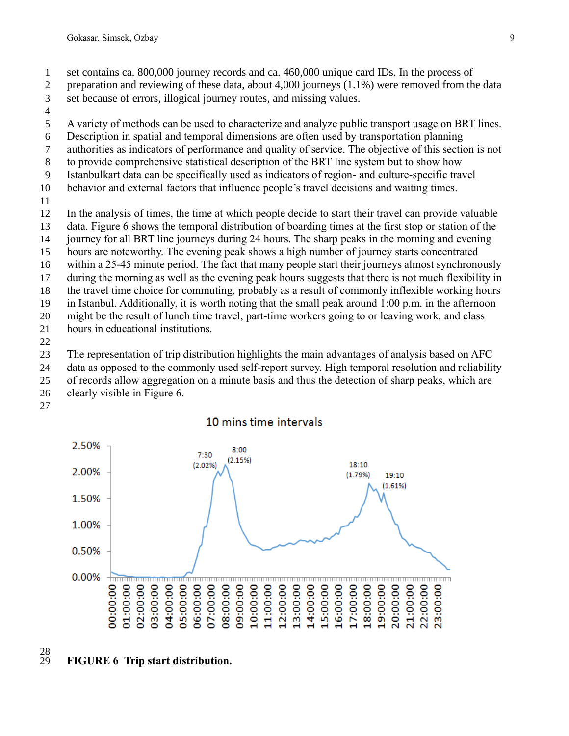set contains ca. 800,000 journey records and ca. 460,000 unique card IDs. In the process of preparation and reviewing of these data, about 4,000 journeys (1.1%) were removed from the data set because of errors, illogical journey routes, and missing values.

A variety of methods can be used to characterize and analyze public transport usage on BRT lines. Description in spatial and temporal dimensions are often used by transportation planning authorities as indicators of performance and quality of service. The objective of this section is not to provide comprehensive statistical description of the BRT line system but to show how Istanbulkart data can be specifically used as indicators of region- and culture-specific travel behavior and external factors that influence people's travel decisions and waiting times.

In the analysis of times, the time at which people decide to start their travel can provide valuable data. Figure 6 shows the temporal distribution of boarding times at the first stop or station of the journey for all BRT line journeys during 24 hours. The sharp peaks in the morning and evening hours are noteworthy. The evening peak shows a high number of journey starts concentrated within a 25-45 minute period. The fact that many people start their journeys almost synchronously during the morning as well as the evening peak hours suggests that there is not much flexibility in the travel time choice for commuting, probably as a result of commonly inflexible working hours in Istanbul. Additionally, it is worth noting that the small peak around 1:00 p.m. in the afternoon might be the result of lunch time travel, part-time workers going to or leaving work, and class hours in educational institutions.

The representation of trip distribution highlights the main advantages of analysis based on AFC data as opposed to the commonly used self-report survey. High temporal resolution and reliability of records allow aggregation on a minute basis and thus the detection of sharp peaks, which are clearly visible in Figure 6.

**FIGURE 6 Trip start distribution.**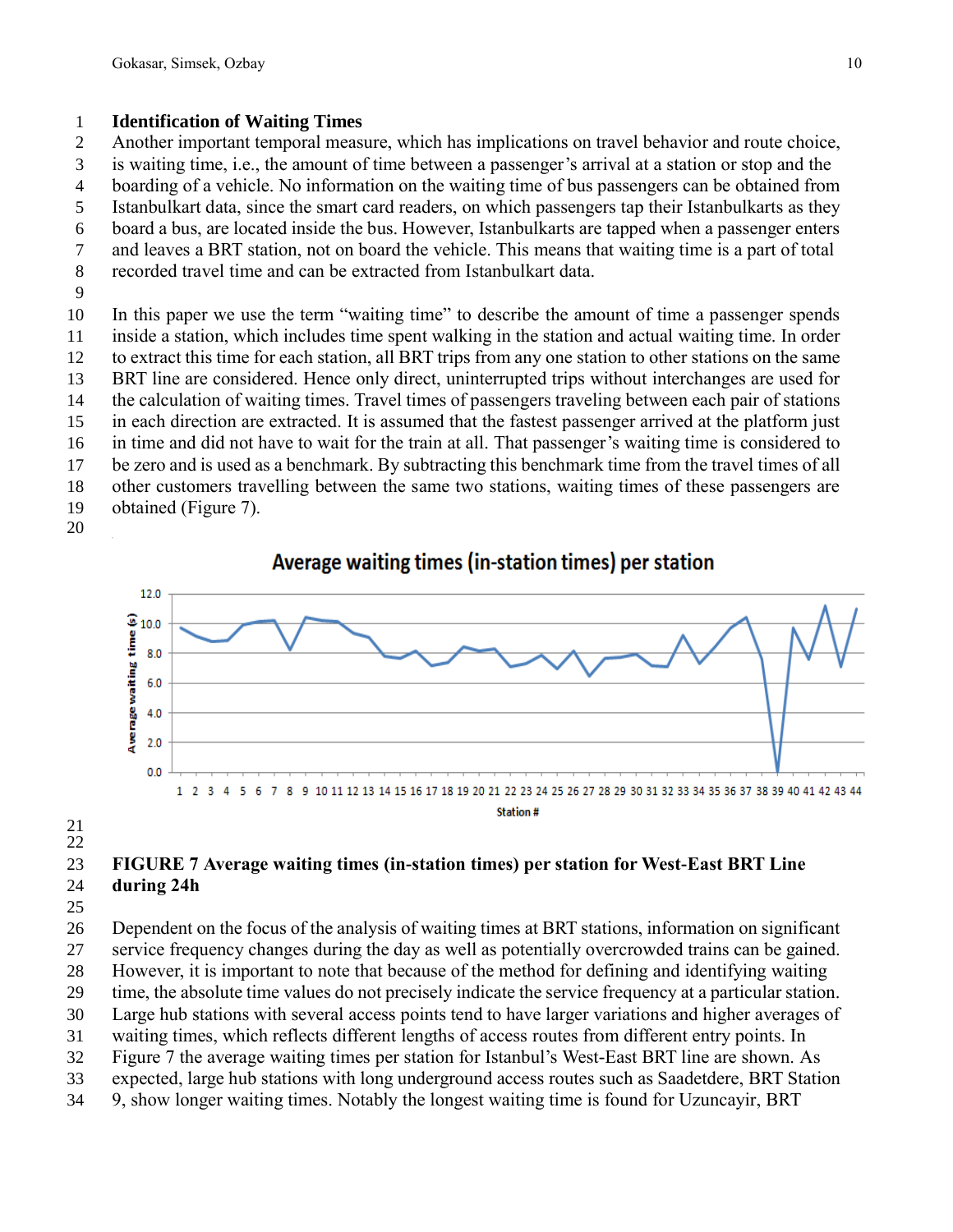### Identification of Waiting Times

Another important temporal measure, which has implications on travel behavior and route choice, is waiting time, i.e., the amount of time between a passenger's arrival at a station or stop and the boarding of a vehicle. No information on the waiting time of bus passengers can be obtained from Istanbulkart data, since the smart card readers, on which passengers tap their Istanbulkarts as they board a bus, are located inside the bus. However, Istanbulkarts are tapped when a passenger enters and leaves a BRT station, not on board the vehicle. This means that waiting time is a part of total recorded travel time and can be extracted from Istanbulkart data.

In this paper we use the term "waiting time" to describe the amount of time a passenger spends inside a station, which includes time spent walking in the station and actual waiting time. In order to extract this time for each station, all BRT trips from any one station to other stations on the same BRT line are considered. Hence only direct, uninterrupted trips without interchanges are used for the calculation of waiting times. Travel times of passengers traveling between each pair of stations in each direction are extracted. It is assumed that the fastest passenger arrived at the platform just in time and did not have to wait for the train at all. That passenger's waiting time is considered to be zero and is used as a benchmark. By subtracting this benchmark time from the travel times of all other customers travelling between the same two stations, waiting times of these passengers are obtained (Figure 7).

**FIGURE 7 Average waiting times (in-station times) per station for West-East BRT Line during 24h**

Dependent on the focus of the analysis of waiting times at BRT stations, information on significant service frequency changes during the day as well as potentially overcrowded trains can be gained. However, it is important to note that because of the method for defining and identifying waiting time, the absolute time values do not precisely indicate the service frequency at a particular station. Large hub stations with several access points tend to have larger variations and higher averages of waiting times, which reflects different lengths of access routes from different entry points. In Figure 7 the average waiting times per station for Istanbul's West-East BRT line are shown. As expected, large hub stations with long underground access routes such as Saadetdere, BRT Station 9, show longer waiting times. Notably the longest waiting time is found for Uzuncayir, BRT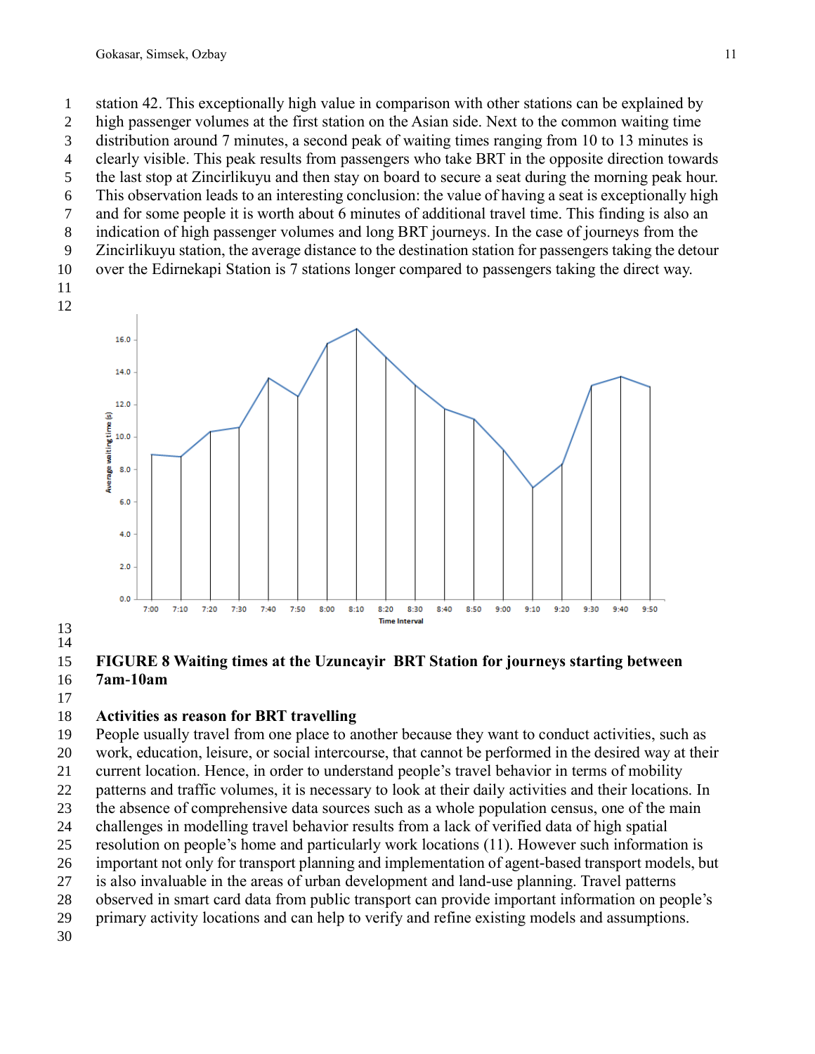station 42. This exceptionally high value in comparison with other stations can be explained by high passenger volumes at the first station on the Asian side. Next to the common waiting time distribution around 7 minutes, a second peak of waiting times ranging from 10 to 13 minutes is clearly visible. This peak results from passengers who take BRT in the opposite direction towards the last stop at Zincirlikuyu and then stay on board to secure a seat during the morning peak hour. This observation leads to an interesting conclusion: the value of having a seat is exceptionally high and for some people it is worth about 6 minutes of additional travel time. This finding is also an indication of high passenger volumes and long BRT journeys. In the case of journeys from the Zincirlikuyu station, the average distance to the destination station for passengers taking the detour over the Edirnekapi Station is 7 stations longer compared to passengers taking the direct way.

**FIGURE 8 Waiting times at the Uzuncayir BRT Station for journeys starting between 7am-10am**

### Activities as reason for BRT travelling

People usually travel from one place to another because they want to conduct activities, such as work, education, leisure, or social intercourse, that cannot be performed in the desired way at their current location. Hence, in order to understand people's travel behavior in terms of mobility patterns and traffic volumes, it is necessary to look at their daily activities and their locations. In the absence of comprehensive data sources such as a whole population census, one of the main challenges in modelling travel behavior results from a lack of verified data of high spatial resolution on people's home and particularly work locations (11). However such information is important not only for transport planning and implementation of agent-based transport models, but is also invaluable in the areas of urban development and land-use planning. Travel patterns observed in smart card data from public transport can provide important information on people's primary activity locations and can help to verify and refine existing models and assumptions.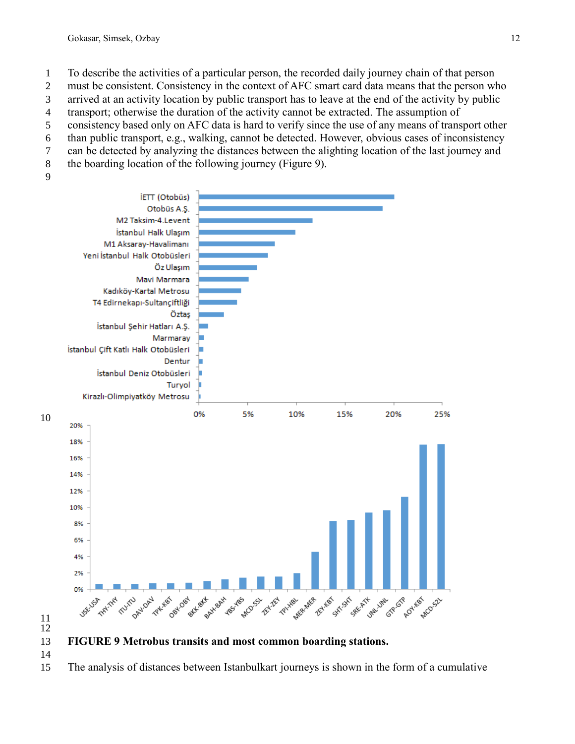To describe the activities of a particular person, the recorded daily journey chain of that person must be consistent. Consistency in the context of AFC smart card data means that the person who arrived at an activity location by public transport has to leave at the end of the activity by public transport; otherwise the duration of the activity cannot be extracted. The assumption of consistency based only on AFC data is hard to verify since the use of any means of transport other than public transport, e.g., walking, cannot be detected. However, obvious cases of inconsistency can be detected by analyzing the distances between the alighting location of the last journey and the boarding location of the following journey (Figure 9).

**FIGURE 9 Metrobus transits and most common boarding stations.**

The analysis of distances between Istanbulkart journeys is shown in the form of a cumulative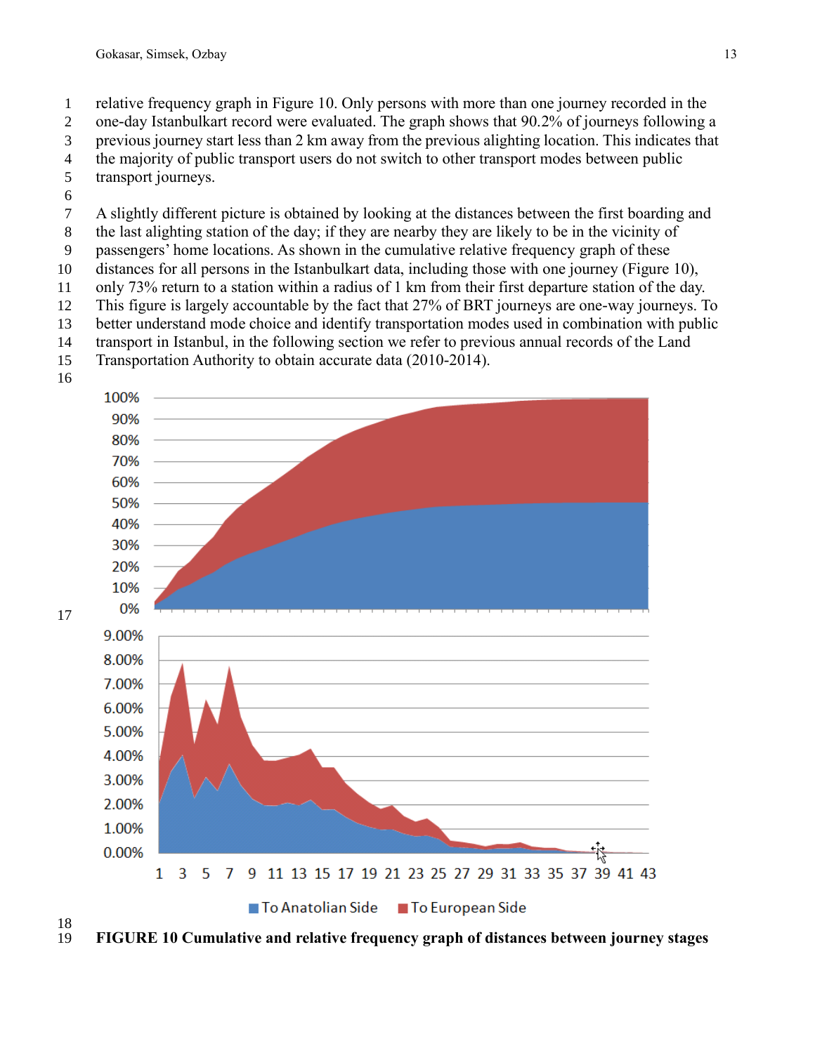relative frequency graph in Figure 10. Only persons with more than one journey recorded in the one-day Istanbulkart record were evaluated. The graph shows that 90.2% of journeys following a previous journey start less than 2 km away from the previous alighting location. This indicates that the majority of public transport users do not switch to other transport modes between public transport journeys.

A slightly different picture is obtained by looking at the distances between the first boarding and the last alighting station of the day; if they are nearby they are likely to be in the vicinity of passengers' home locations. As shown in the cumulative relative frequency graph of these distances for all persons in the Istanbulkart data, including those with one journey (Figure 10), only 73% return to a station within a radius of 1 km from their first departure station of the day. This figure is largely accountable by the fact that 27% of BRT journeys are one-way journeys. To better understand mode choice and identify transportation modes used in combination with public transport in Istanbul, in the following section we refer to previous annual records of the Land Transportation Authority to obtain accurate data (2010-2014).

**FIGURE 10 Cumulative and relative frequency graph of distances between journey stages**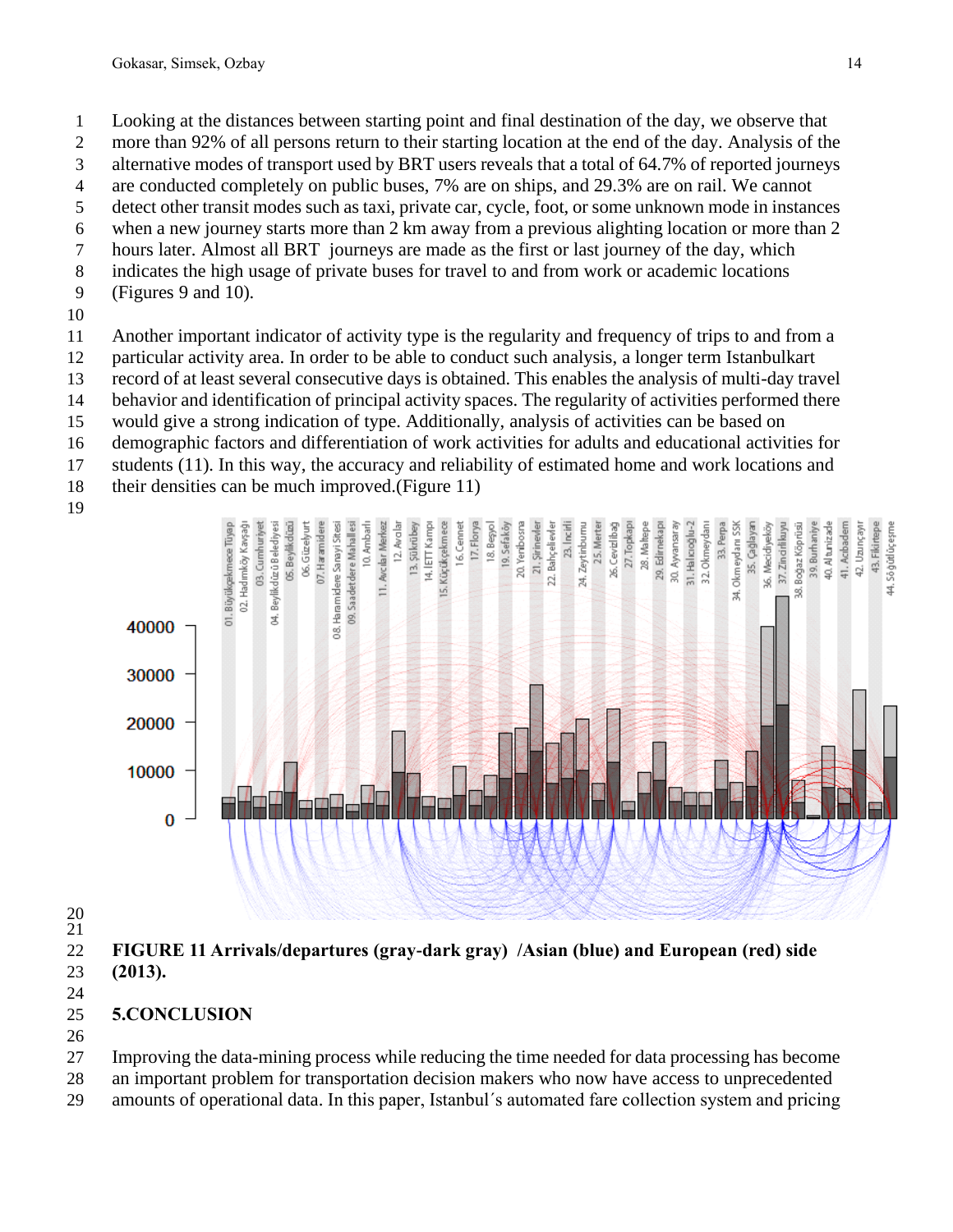Looking at the distances between starting point and final destination of the day, we observe that more than 92% of all persons return to their starting location at the end of the day. Analysis of the alternative modes of transport used by BRT users reveals that a total of 64.7% of reported journeys are conducted completely on public buses, 7% are on ships, and 29.3% are on rail. We cannot detect other transit modes such as taxi, private car, cycle, foot, or some unknown mode in instances when a new journey starts more than 2 km away from a previous alighting location or more than 2 hours later. Almost all BRT journeys are made as the first or last journey of the day, which indicates the high usage of private buses for travel to and from work or academic locations (Figures 9 and 10).

Another important indicator of activity type is the regularity and frequency of trips to and from a particular activity area. In order to be able to conduct such analysis, a longer term Istanbulkart record of at least several consecutive days is obtained. This enables the analysis of multi-day travel behavior and identification of principal activity spaces. The regularity of activities performed there would give a strong indication of type. Additionally, analysis of activities can be based on demographic factors and differentiation of work activities for adults and educational activities for students (11). In this way, the accuracy and reliability of estimated home and work locations and their densities can be much improved.(Figure 11)

**FIGURE 11 Arrivals/departures (gray-dark gray) /Asian (blue) and European (red) side (2013).**

## 5.CONCLUSION

Improving the data-mining process while reducing the time needed for data processing has become an important problem for transportation decision makers who now have access to unprecedented amounts of operational data. In this paper, Istanbul´s automated fare collection system and pricing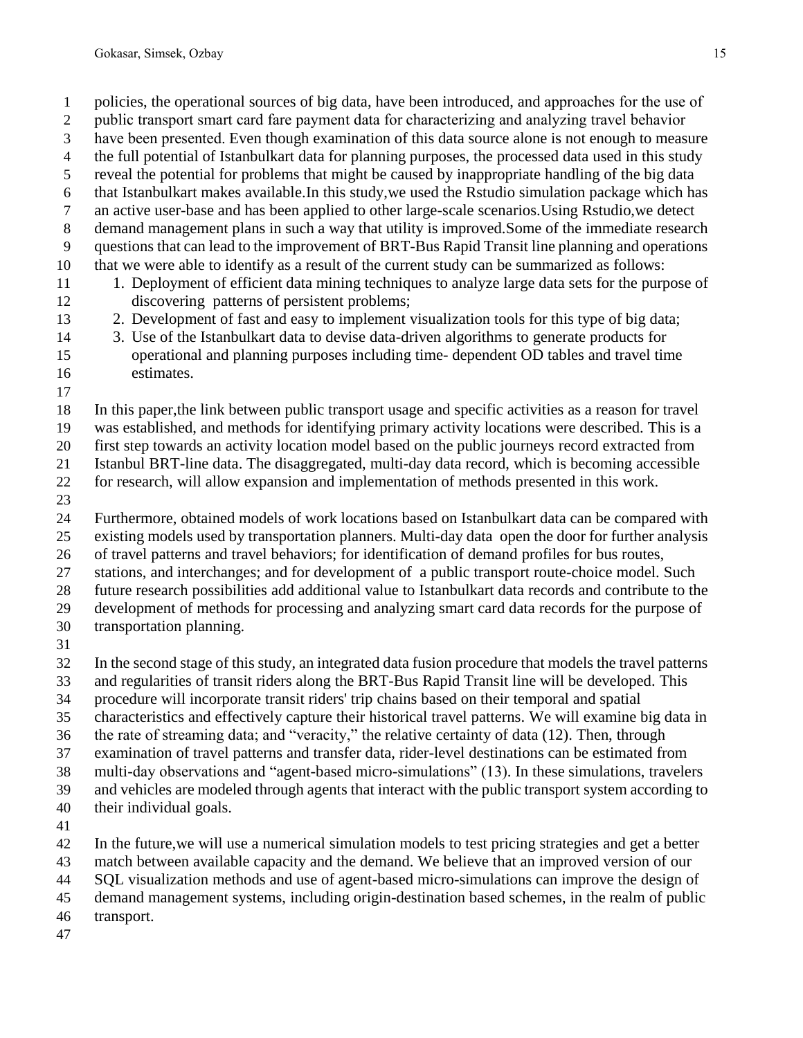policies, the operational sources of big data, have been introduced, and approaches for the use of public transport smart card fare payment data for characterizing and analyzing travel behavior have been presented. Even though examination of this data source alone is not enough to measure the full potential of Istanbulkart data for planning purposes, the processed data used in this study reveal the potential for problems that might be caused by inappropriate handling of the big data that Istanbulkart makes available.In this study,we used the Rstudio simulation package which has an active user-base and has been applied to other large-scale scenarios.Using Rstudio,we detect demand management plans in such a way that utility is improved.Some of the immediate research questions that can lead to the improvement of BRT-Bus Rapid Transit line planning and operations that we were able to identify as a result of the current study can be summarized as follows:

1. Deployment of efficient data mining techniques to analyze large data sets for the purpose of discovering patterns of persistent problems;
2. Development of fast and easy to implement visualization tools for this type of big data;
3. Use of the Istanbulkart data to devise data-driven algorithms to generate products for operational and planning purposes including time- dependent OD tables and travel time estimates.

In this paper,the link between public transport usage and specific activities as a reason for travel was established, and methods for identifying primary activity locations were described. This is a first step towards an activity location model based on the public journeys record extracted from Istanbul BRT-line data. The disaggregated, multi-day data record, which is becoming accessible for research, will allow expansion and implementation of methods presented in this work.

Furthermore, obtained models of work locations based on Istanbulkart data can be compared with existing models used by transportation planners. Multi-day data open the door for further analysis of travel patterns and travel behaviors; for identification of demand profiles for bus routes, stations, and interchanges; and for development of a public transport route-choice model. Such future research possibilities add additional value to Istanbulkart data records and contribute to the development of methods for processing and analyzing smart card data records for the purpose of transportation planning.

In the second stage of this study, an integrated data fusion procedure that models the travel patterns and regularities of transit riders along the BRT-Bus Rapid Transit line will be developed. This procedure will incorporate transit riders' trip chains based on their temporal and spatial characteristics and effectively capture their historical travel patterns. We will examine big data in the rate of streaming data; and "veracity," the relative certainty of data (12). Then, through examination of travel patterns and transfer data, rider-level destinations can be estimated from multi-day observations and "agent-based micro-simulations" (13). In these simulations, travelers and vehicles are modeled through agents that interact with the public transport system according to their individual goals.

In the future,we will use a numerical simulation models to test pricing strategies and get a better match between available capacity and the demand. We believe that an improved version of our SQL visualization methods and use of agent-based micro-simulations can improve the design of demand management systems, including origin-destination based schemes, in the realm of public transport.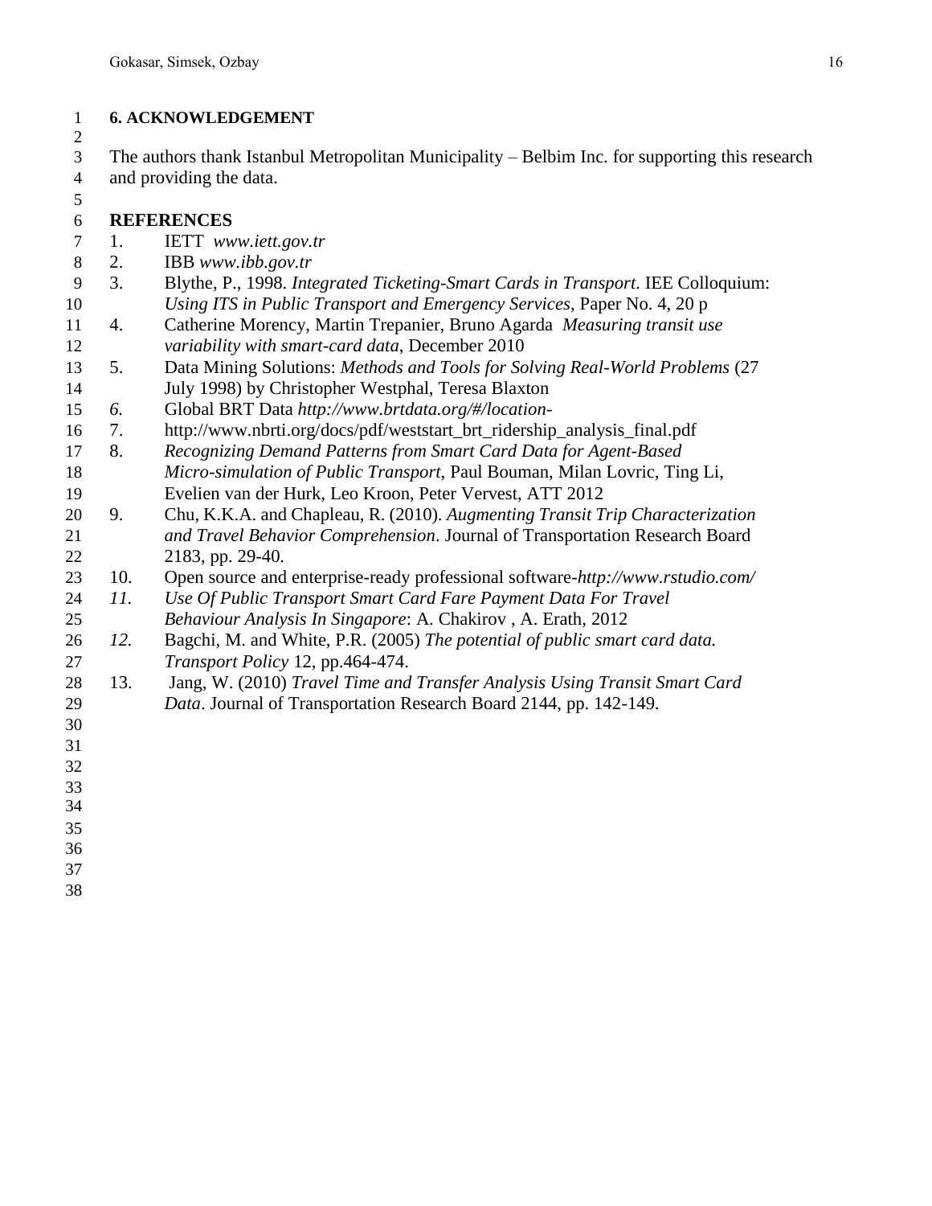## 6. ACKNOWLEDGEMENT

The authors thank Istanbul Metropolitan Municipality – Belbim Inc. for supporting this research and providing the data.

## REFERENCES

1. IETT *www.iett.gov.tr*
2. IBB *www.ibb.gov.tr*
3. Blythe, P., 1998. *Integrated Ticketing-Smart Cards in Transport*. IEE Colloquium: *Using ITS in Public Transport and Emergency Services*, Paper No. 4, 20 p
4. Catherine Morency, Martin Trepanier, Bruno Agarda *Measuring transit use variability with smart-card data*, December 2010
5. Data Mining Solutions: *Methods and Tools for Solving Real-World Problems* (27 July 1998) by Christopher Westphal, Teresa Blaxton
6. Global BRT Data *http://www.brtdata.org/#/location-*
7. http://www.nbrti.org/docs/pdf/weststart_brt_ridership_analysis_final.pdf
8. *Recognizing Demand Patterns from Smart Card Data for Agent-Based Micro-simulation of Public Transport*, Paul Bouman, Milan Lovric, Ting Li, Evelien van der Hurk, Leo Kroon, Peter Vervest, ATT 2012
9. Chu, K.K.A. and Chapleau, R. (2010). *Augmenting Transit Trip Characterization and Travel Behavior Comprehension*. Journal of Transportation Research Board 2183, pp. 29-40.
10. Open source and enterprise-ready professional software-*http://www.rstudio.com/*
11. *Use Of Public Transport Smart Card Fare Payment Data For Travel Behaviour Analysis In Singapore*: A. Chakirov , A. Erath, 2012
12. Bagchi, M. and White, P.R. (2005) *The potential of public smart card data. Transport Policy* 12, pp.464-474.
13. Jang, W. (2010) *Travel Time and Transfer Analysis Using Transit Smart Card Data*. Journal of Transportation Research Board 2144, pp. 142-149.